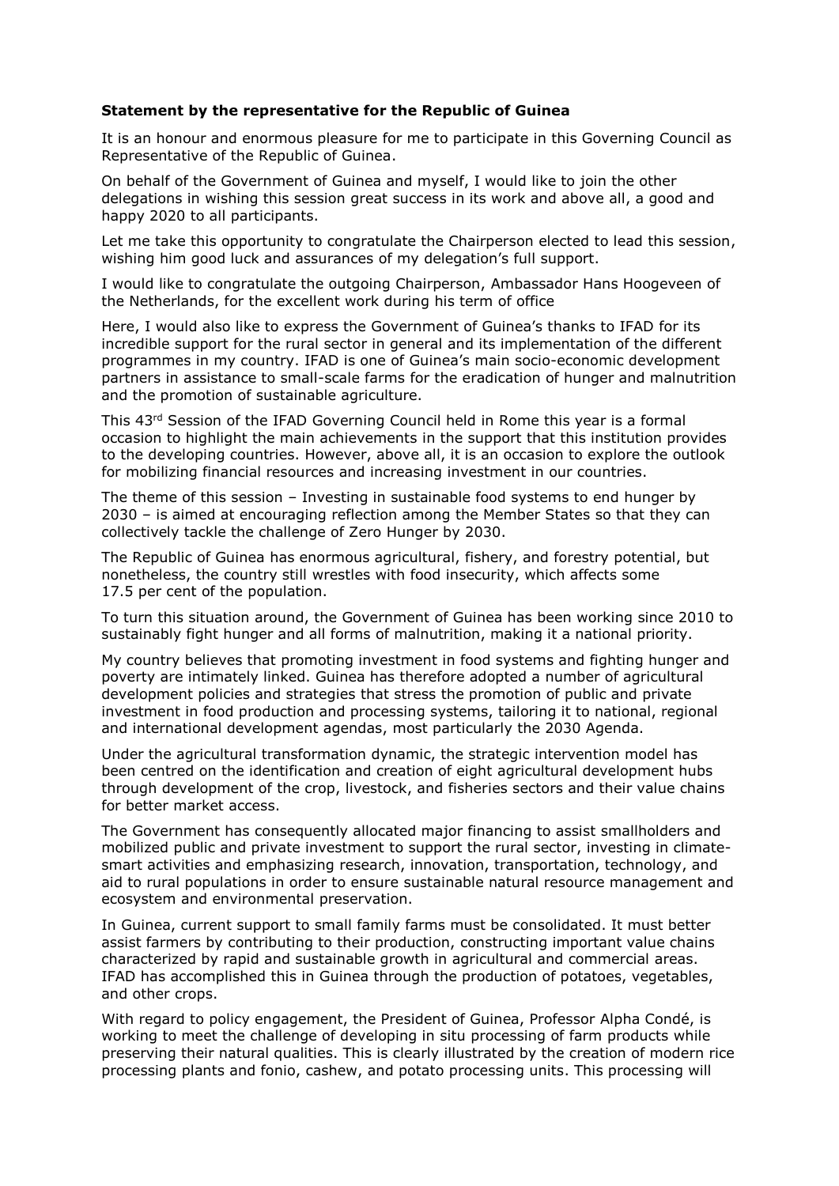**Statement by the representative for the Republic of Guinea**

It is an honour and enormous pleasure for me to participate in this Governing Council as Representative of the Republic of Guinea.

On behalf of the Government of Guinea and myself, I would like to join the other delegations in wishing this session great success in its work and above all, a good and happy 2020 to all participants.

Let me take this opportunity to congratulate the Chairperson elected to lead this session, wishing him good luck and assurances of my delegation's full support.

I would like to congratulate the outgoing Chairperson, Ambassador Hans Hoogeveen of the Netherlands, for the excellent work during his term of office

Here, I would also like to express the Government of Guinea's thanks to IFAD for its incredible support for the rural sector in general and its implementation of the different programmes in my country. IFAD is one of Guinea's main socio-economic development partners in assistance to small-scale farms for the eradication of hunger and malnutrition and the promotion of sustainable agriculture.

This 43rd Session of the IFAD Governing Council held in Rome this year is a formal occasion to highlight the main achievements in the support that this institution provides to the developing countries. However, above all, it is an occasion to explore the outlook for mobilizing financial resources and increasing investment in our countries.

The theme of this session – Investing in sustainable food systems to end hunger by 2030 – is aimed at encouraging reflection among the Member States so that they can collectively tackle the challenge of Zero Hunger by 2030.

The Republic of Guinea has enormous agricultural, fishery, and forestry potential, but nonetheless, the country still wrestles with food insecurity, which affects some 17.5 per cent of the population.

To turn this situation around, the Government of Guinea has been working since 2010 to sustainably fight hunger and all forms of malnutrition, making it a national priority.

My country believes that promoting investment in food systems and fighting hunger and poverty are intimately linked. Guinea has therefore adopted a number of agricultural development policies and strategies that stress the promotion of public and private investment in food production and processing systems, tailoring it to national, regional and international development agendas, most particularly the 2030 Agenda.

Under the agricultural transformation dynamic, the strategic intervention model has been centred on the identification and creation of eight agricultural development hubs through development of the crop, livestock, and fisheries sectors and their value chains for better market access.

The Government has consequently allocated major financing to assist smallholders and mobilized public and private investment to support the rural sector, investing in climate-smart activities and emphasizing research, innovation, transportation, technology, and aid to rural populations in order to ensure sustainable natural resource management and ecosystem and environmental preservation.

In Guinea, current support to small family farms must be consolidated. It must better assist farmers by contributing to their production, constructing important value chains characterized by rapid and sustainable growth in agricultural and commercial areas. IFAD has accomplished this in Guinea through the production of potatoes, vegetables, and other crops.

With regard to policy engagement, the President of Guinea, Professor Alpha Condé, is working to meet the challenge of developing in situ processing of farm products while preserving their natural qualities. This is clearly illustrated by the creation of modern rice processing plants and fonio, cashew, and potato processing units. This processing will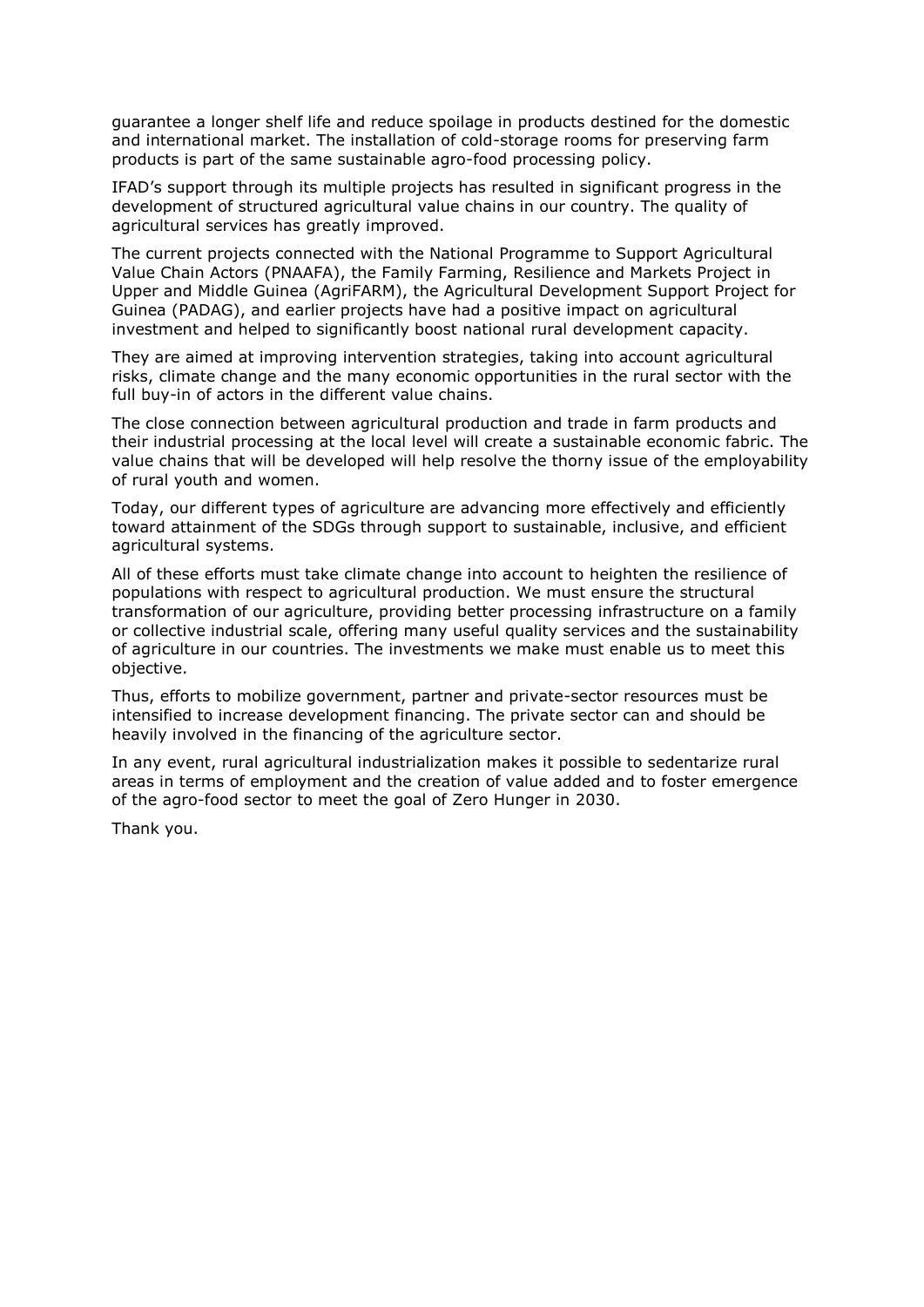guarantee a longer shelf life and reduce spoilage in products destined for the domestic and international market. The installation of cold-storage rooms for preserving farm products is part of the same sustainable agro-food processing policy.

IFAD's support through its multiple projects has resulted in significant progress in the development of structured agricultural value chains in our country. The quality of agricultural services has greatly improved.

The current projects connected with the National Programme to Support Agricultural Value Chain Actors (PNAAFA), the Family Farming, Resilience and Markets Project in Upper and Middle Guinea (AgriFARM), the Agricultural Development Support Project for Guinea (PADAG), and earlier projects have had a positive impact on agricultural investment and helped to significantly boost national rural development capacity.

They are aimed at improving intervention strategies, taking into account agricultural risks, climate change and the many economic opportunities in the rural sector with the full buy-in of actors in the different value chains.

The close connection between agricultural production and trade in farm products and their industrial processing at the local level will create a sustainable economic fabric. The value chains that will be developed will help resolve the thorny issue of the employability of rural youth and women.

Today, our different types of agriculture are advancing more effectively and efficiently toward attainment of the SDGs through support to sustainable, inclusive, and efficient agricultural systems.

All of these efforts must take climate change into account to heighten the resilience of populations with respect to agricultural production. We must ensure the structural transformation of our agriculture, providing better processing infrastructure on a family or collective industrial scale, offering many useful quality services and the sustainability of agriculture in our countries. The investments we make must enable us to meet this objective.

Thus, efforts to mobilize government, partner and private-sector resources must be intensified to increase development financing. The private sector can and should be heavily involved in the financing of the agriculture sector.

In any event, rural agricultural industrialization makes it possible to sedentarize rural areas in terms of employment and the creation of value added and to foster emergence of the agro-food sector to meet the goal of Zero Hunger in 2030.

Thank you.